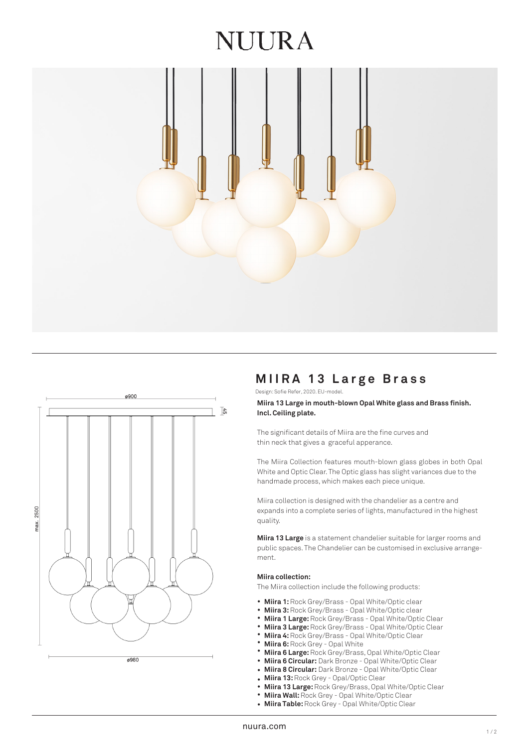# NUURA

## MIIRA 13 Large Brass

Design: Sofie Refer, 2020. EU-model.

**Miira 13 Large in mouth-blown Opal White glass and Brass finish. Incl. Ceiling plate.**

The significant details of Miira are the fine curves and thin neck that gives a graceful apperance.

The Miira Collection features mouth-blown glass globes in both Opal White and Optic Clear. The Optic glass has slight variances due to the handmade process, which makes each piece unique.

Miira collection is designed with the chandelier as a centre and expands into a complete series of lights, manufactured in the highest quality.

**Miira 13 Large** is a statement chandelier suitable for larger rooms and public spaces. The Chandelier can be customised in exclusive arrangement.

**Miira collection:**

The Miira collection include the following products:

- **Miira 1:** Rock Grey/Brass - Opal White/Optic clear
- **Miira 3:** Rock Grey/Brass - Opal White/Optic clear
- **Miira 1 Large:** Rock Grey/Brass - Opal White/Optic Clear
- **Miira 3 Large:** Rock Grey/Brass - Opal White/Optic Clear
- **Miira 4:** Rock Grey/Brass - Opal White/Optic Clear
- **Miira 6:** Rock Grey - Opal White
- **Miira 6 Large:** Rock Grey/Brass, Opal White/Optic Clear
- **Miira 6 Circular:** Dark Bronze - Opal White/Optic Clear
- **Miira 8 Circular:** Dark Bronze - Opal White/Optic Clear
- **Miira 13:** Rock Grey - Opal/Optic Clear
- **Miira 13 Large:** Rock Grey/Brass, Opal White/Optic Clear
- **Miira Wall:** Rock Grey - Opal White/Optic Clear
- **Miira Table:** Rock Grey - Opal White/Optic Clear

ø900 | 45 | max. 2500 | ø980

nuura.com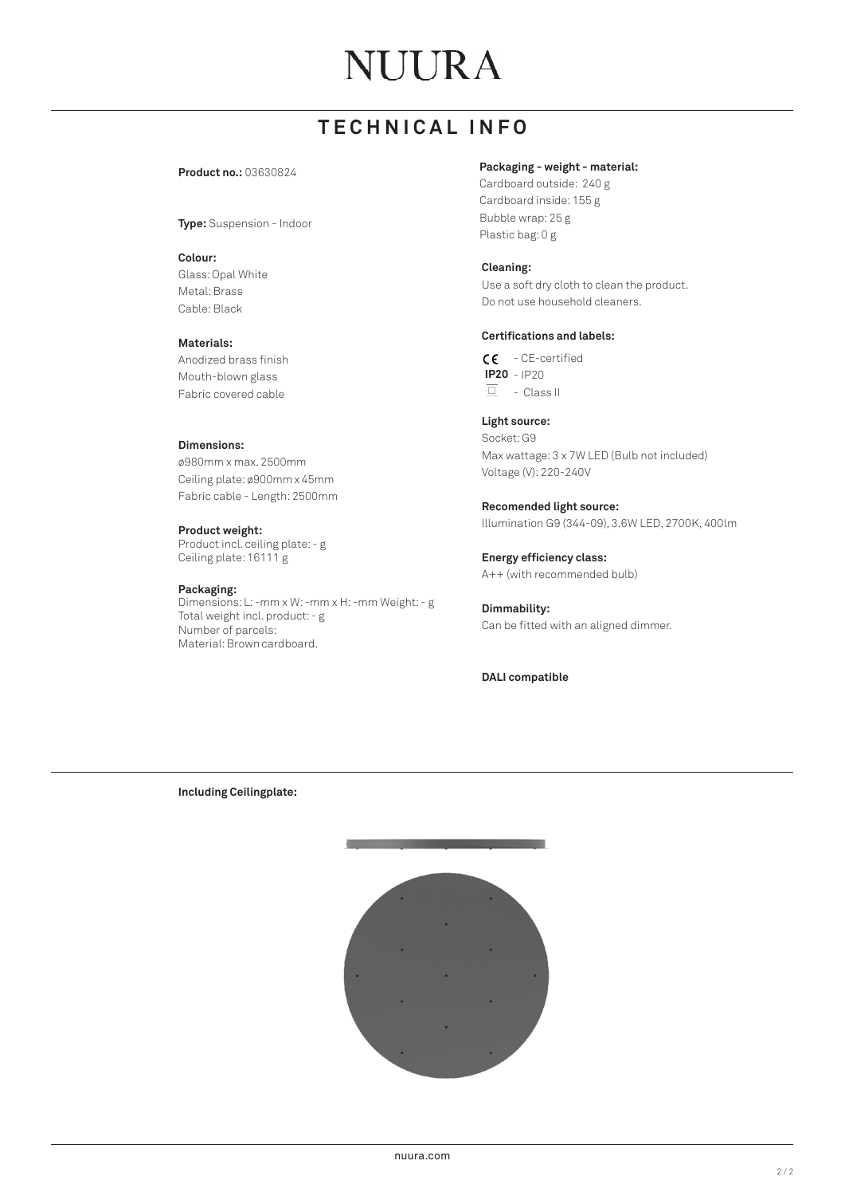# NUURA

## TECHNICAL INFO

**Product no.:** 03630824

**Type:** Suspension - Indoor

**Colour:**
Glass: Opal White
Metal: Brass
Cable: Black

**Materials:**
Anodized brass finish
Mouth-blown glass
Fabric covered cable

**Dimensions:**
ø980mm x max. 2500mm
Ceiling plate: ø900mm x 45mm
Fabric cable - Length: 2500mm

**Product weight:**
Product incl. ceiling plate: - g
Ceiling plate: 16111 g

**Packaging:**
Dimensions: L: -mm x W: -mm x H: -mm Weight: - g
Total weight incl. product: - g
Number of parcels:
Material: Brown cardboard.

**Packaging - weight - material:**
Cardboard outside: 240 g
Cardboard inside: 155 g
Bubble wrap: 25 g
Plastic bag: 0 g

**Cleaning:**
Use a soft dry cloth to clean the product.
Do not use household cleaners.

**Certifications and labels:**
CE - CE-certified
**IP20** - IP20
- Class II

**Light source:**
Socket: G9
Max wattage: 3 x 7W LED (Bulb not included)
Voltage (V): 220-240V

**Recomended light source:**
Illumination G9 (344-09), 3.6W LED, 2700K, 400lm

**Energy efficiency class:**
A++ (with recommended bulb)

**Dimmability:**
Can be fitted with an aligned dimmer.

**DALI compatible**

**Including Ceilingplate:**

nuura.com